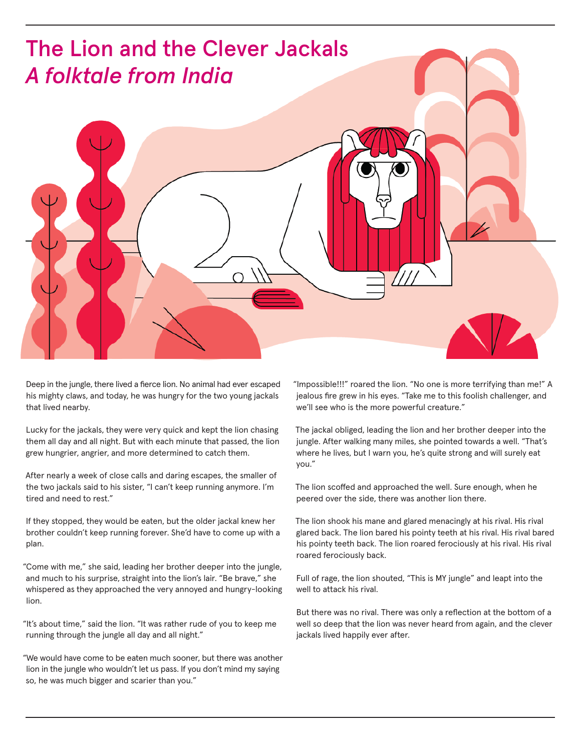# The Lion and the Clever Jackals

## *A folktale from India*

Deep in the jungle, there lived a fierce lion. No animal had ever escaped his mighty claws, and today, he was hungry for the two young jackals that lived nearby.

Lucky for the jackals, they were very quick and kept the lion chasing them all day and all night. But with each minute that passed, the lion grew hungrier, angrier, and more determined to catch them.

After nearly a week of close calls and daring escapes, the smaller of the two jackals said to his sister, "I can't keep running anymore. I'm tired and need to rest."

If they stopped, they would be eaten, but the older jackal knew her brother couldn't keep running forever. She'd have to come up with a plan.

"Come with me," she said, leading her brother deeper into the jungle, and much to his surprise, straight into the lion's lair. "Be brave," she whispered as they approached the very annoyed and hungry-looking lion.

"It's about time," said the lion. "It was rather rude of you to keep me running through the jungle all day and all night."

"We would have come to be eaten much sooner, but there was another lion in the jungle who wouldn't let us pass. If you don't mind my saying so, he was much bigger and scarier than you."

"Impossible!!!" roared the lion. "No one is more terrifying than me!" A jealous fire grew in his eyes. "Take me to this foolish challenger, and we'll see who is the more powerful creature."

The jackal obliged, leading the lion and her brother deeper into the jungle. After walking many miles, she pointed towards a well. "That's where he lives, but I warn you, he's quite strong and will surely eat you."

The lion scoffed and approached the well. Sure enough, when he peered over the side, there was another lion there.

The lion shook his mane and glared menacingly at his rival. His rival glared back. The lion bared his pointy teeth at his rival. His rival bared his pointy teeth back. The lion roared ferociously at his rival. His rival roared ferociously back.

Full of rage, the lion shouted, "This is MY jungle" and leapt into the well to attack his rival.

But there was no rival. There was only a reflection at the bottom of a well so deep that the lion was never heard from again, and the clever jackals lived happily ever after.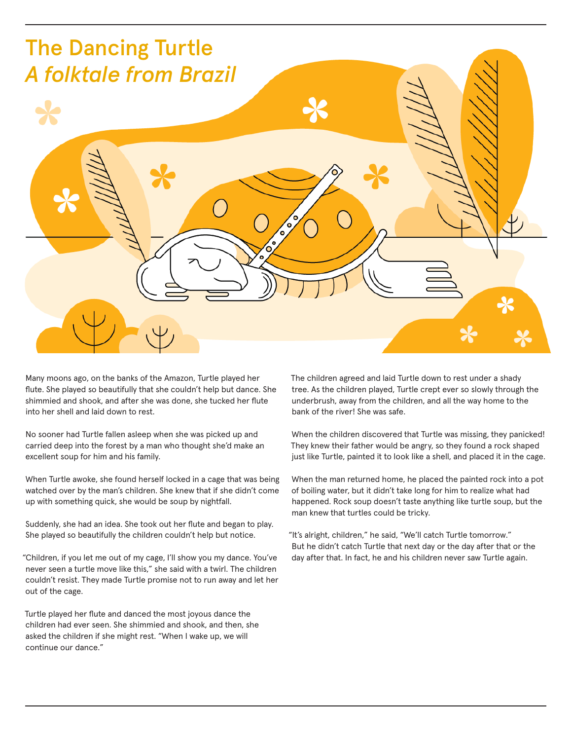# The Dancing Turtle

## *A folktale from Brazil*

Many moons ago, on the banks of the Amazon, Turtle played her flute. She played so beautifully that she couldn't help but dance. She shimmied and shook, and after she was done, she tucked her flute into her shell and laid down to rest.

No sooner had Turtle fallen asleep when she was picked up and carried deep into the forest by a man who thought she'd make an excellent soup for him and his family.

When Turtle awoke, she found herself locked in a cage that was being watched over by the man's children. She knew that if she didn't come up with something quick, she would be soup by nightfall.

Suddenly, she had an idea. She took out her flute and began to play. She played so beautifully the children couldn't help but notice.

"Children, if you let me out of my cage, I'll show you my dance. You've never seen a turtle move like this," she said with a twirl. The children couldn't resist. They made Turtle promise not to run away and let her out of the cage.

Turtle played her flute and danced the most joyous dance the children had ever seen. She shimmied and shook, and then, she asked the children if she might rest. "When I wake up, we will continue our dance."

The children agreed and laid Turtle down to rest under a shady tree. As the children played, Turtle crept ever so slowly through the underbrush, away from the children, and all the way home to the bank of the river! She was safe.

When the children discovered that Turtle was missing, they panicked! They knew their father would be angry, so they found a rock shaped just like Turtle, painted it to look like a shell, and placed it in the cage.

When the man returned home, he placed the painted rock into a pot of boiling water, but it didn't take long for him to realize what had happened. Rock soup doesn't taste anything like turtle soup, but the man knew that turtles could be tricky.

"It's alright, children," he said, "We'll catch Turtle tomorrow." But he didn't catch Turtle that next day or the day after that or the day after that. In fact, he and his children never saw Turtle again.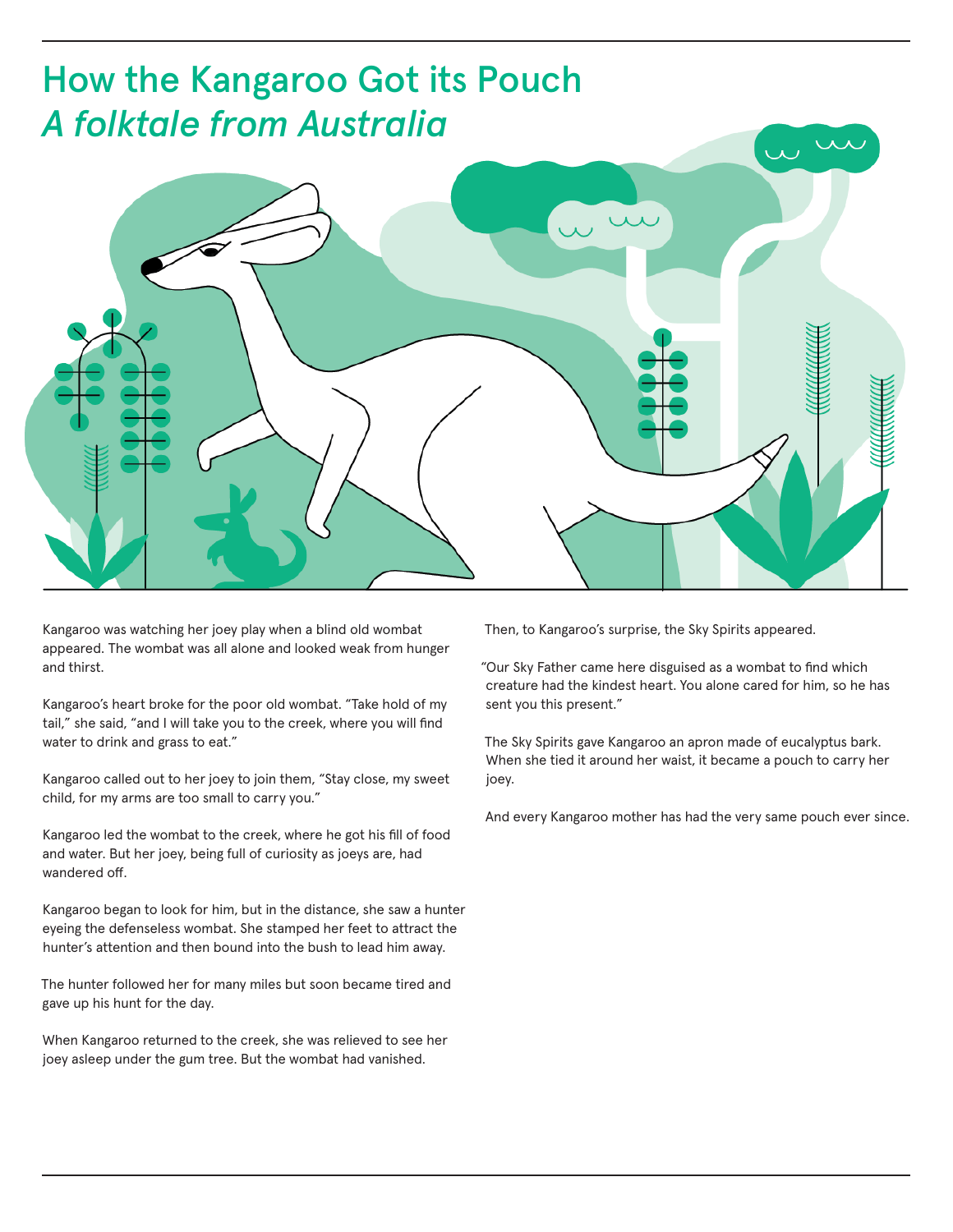# How the Kangaroo Got its Pouch
## *A folktale from Australia*

Kangaroo was watching her joey play when a blind old wombat appeared. The wombat was all alone and looked weak from hunger and thirst.

Kangaroo's heart broke for the poor old wombat. "Take hold of my tail," she said, "and I will take you to the creek, where you will find water to drink and grass to eat."

Kangaroo called out to her joey to join them, "Stay close, my sweet child, for my arms are too small to carry you."

Kangaroo led the wombat to the creek, where he got his fill of food and water. But her joey, being full of curiosity as joeys are, had wandered off.

Kangaroo began to look for him, but in the distance, she saw a hunter eyeing the defenseless wombat. She stamped her feet to attract the hunter's attention and then bound into the bush to lead him away.

The hunter followed her for many miles but soon became tired and gave up his hunt for the day.

When Kangaroo returned to the creek, she was relieved to see her joey asleep under the gum tree. But the wombat had vanished.

Then, to Kangaroo's surprise, the Sky Spirits appeared.

"Our Sky Father came here disguised as a wombat to find which creature had the kindest heart. You alone cared for him, so he has sent you this present."

The Sky Spirits gave Kangaroo an apron made of eucalyptus bark. When she tied it around her waist, it became a pouch to carry her joey.

And every Kangaroo mother has had the very same pouch ever since.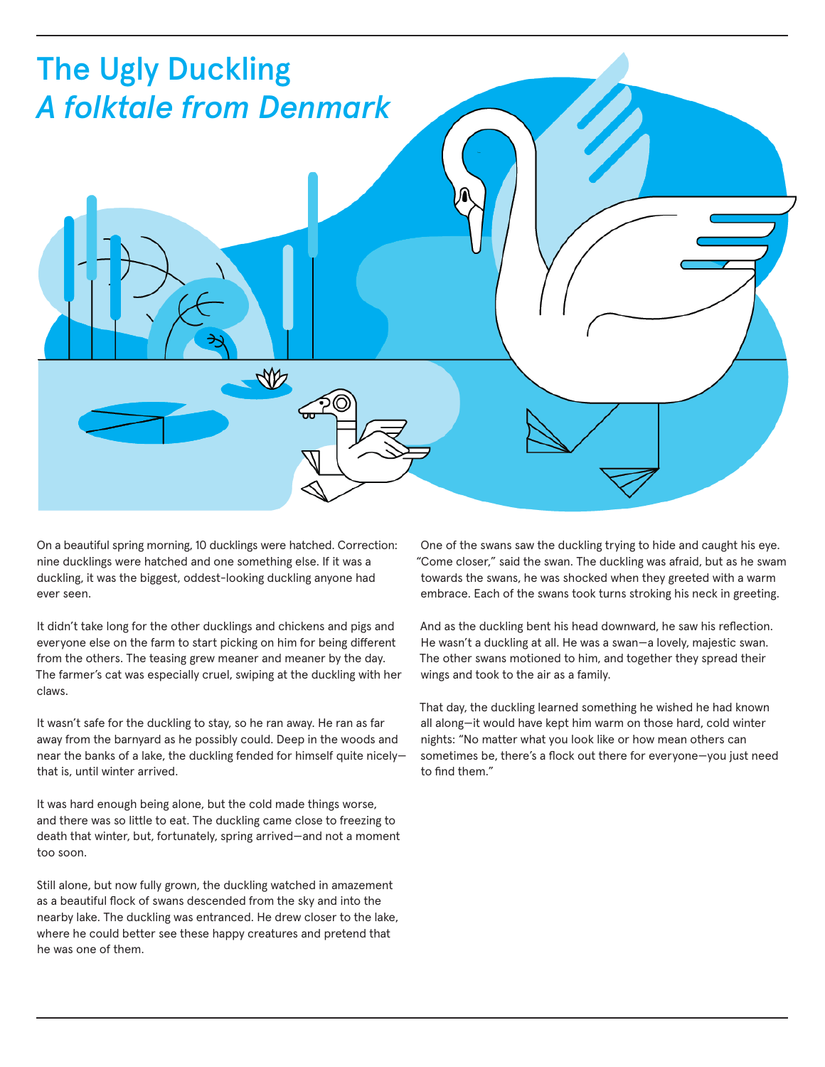# The Ugly Duckling

## *A folktale from Denmark*

On a beautiful spring morning, 10 ducklings were hatched. Correction: nine ducklings were hatched and one something else. If it was a duckling, it was the biggest, oddest-looking duckling anyone had ever seen.

It didn't take long for the other ducklings and chickens and pigs and everyone else on the farm to start picking on him for being different from the others. The teasing grew meaner and meaner by the day. The farmer's cat was especially cruel, swiping at the duckling with her claws.

It wasn't safe for the duckling to stay, so he ran away. He ran as far away from the barnyard as he possibly could. Deep in the woods and near the banks of a lake, the duckling fended for himself quite nicely—that is, until winter arrived.

It was hard enough being alone, but the cold made things worse, and there was so little to eat. The duckling came close to freezing to death that winter, but, fortunately, spring arrived—and not a moment too soon.

Still alone, but now fully grown, the duckling watched in amazement as a beautiful flock of swans descended from the sky and into the nearby lake. The duckling was entranced. He drew closer to the lake, where he could better see these happy creatures and pretend that he was one of them.

One of the swans saw the duckling trying to hide and caught his eye. "Come closer," said the swan. The duckling was afraid, but as he swam towards the swans, he was shocked when they greeted with a warm embrace. Each of the swans took turns stroking his neck in greeting.

And as the duckling bent his head downward, he saw his reflection. He wasn't a duckling at all. He was a swan—a lovely, majestic swan. The other swans motioned to him, and together they spread their wings and took to the air as a family.

That day, the duckling learned something he wished he had known all along—it would have kept him warm on those hard, cold winter nights: "No matter what you look like or how mean others can sometimes be, there's a flock out there for everyone—you just need to find them."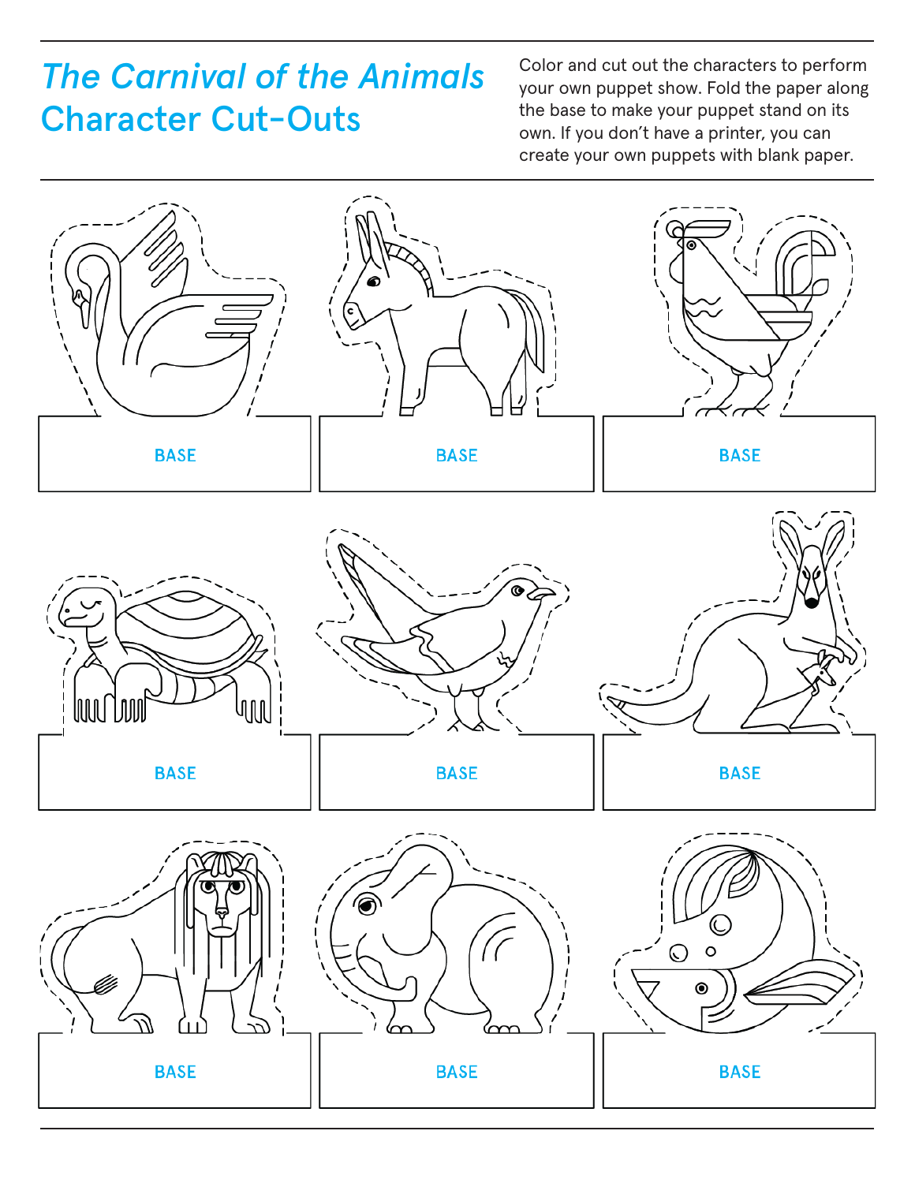# *The Carnival of the Animals* Character Cut-Outs

Color and cut out the characters to perform your own puppet show. Fold the paper along the base to make your puppet stand on its own. If you don't have a printer, you can create your own puppets with blank paper.

BASE

BASE

BASE

BASE

BASE

BASE

BASE

BASE

BASE